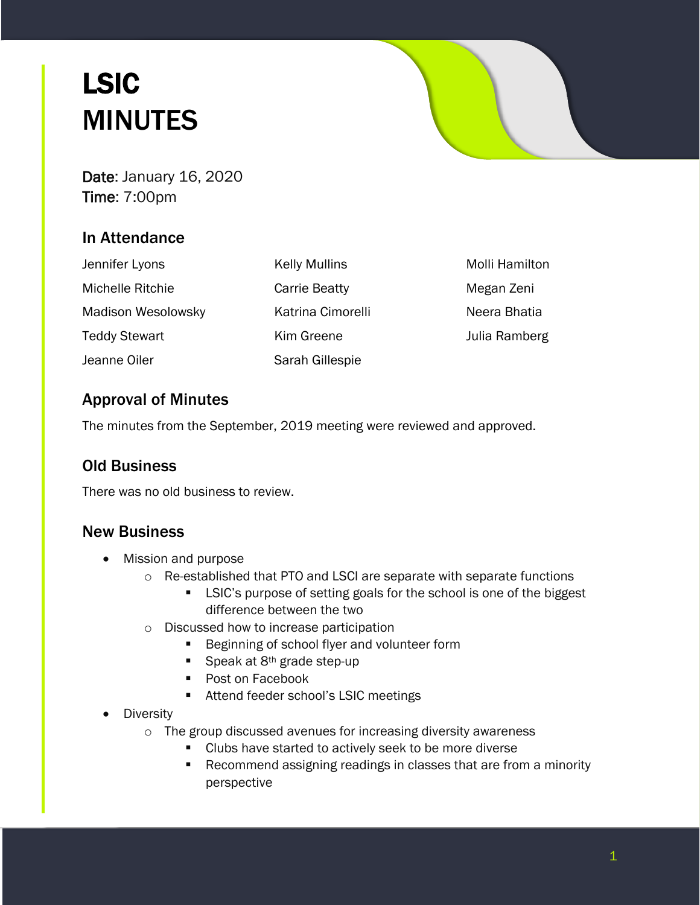# LSIC MINUTES

**Date**: January 16, 2020
**Time**: 7:00pm

## In Attendance

| | | |
|---|---|---|
| Jennifer Lyons | Kelly Mullins | Molli Hamilton |
| Michelle Ritchie | Carrie Beatty | Megan Zeni |
| Madison Wesolowsky | Katrina Cimorelli | Neera Bhatia |
| Teddy Stewart | Kim Greene | Julia Ramberg |
| Jeanne Oiler | Sarah Gillespie | |

## Approval of Minutes

The minutes from the September, 2019 meeting were reviewed and approved.

## Old Business

There was no old business to review.

## New Business

- Mission and purpose
  - Re-established that PTO and LSCI are separate with separate functions
    - LSIC's purpose of setting goals for the school is one of the biggest difference between the two
  - Discussed how to increase participation
    - Beginning of school flyer and volunteer form
    - Speak at 8th grade step-up
    - Post on Facebook
    - Attend feeder school's LSIC meetings
- Diversity
  - The group discussed avenues for increasing diversity awareness
    - Clubs have started to actively seek to be more diverse
    - Recommend assigning readings in classes that are from a minority perspective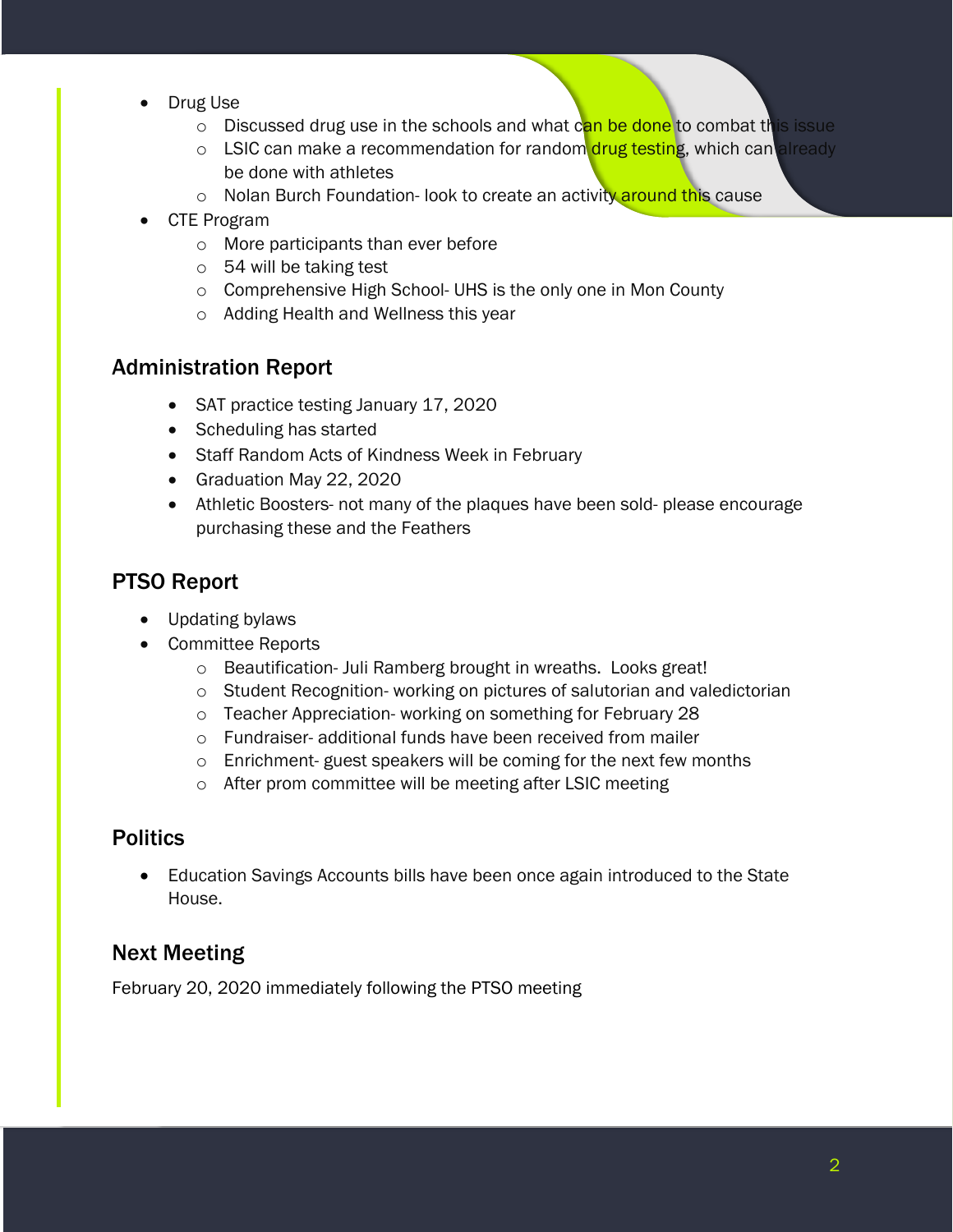- Drug Use
  - Discussed drug use in the schools and what can be done to combat this issue
  - LSIC can make a recommendation for random drug testing, which can already be done with athletes
  - Nolan Burch Foundation- look to create an activity around this cause
- CTE Program
  - More participants than ever before
  - 54 will be taking test
  - Comprehensive High School- UHS is the only one in Mon County
  - Adding Health and Wellness this year

## Administration Report

- SAT practice testing January 17, 2020
- Scheduling has started
- Staff Random Acts of Kindness Week in February
- Graduation May 22, 2020
- Athletic Boosters- not many of the plaques have been sold- please encourage purchasing these and the Feathers

## PTSO Report

- Updating bylaws
- Committee Reports
  - Beautification- Juli Ramberg brought in wreaths. Looks great!
  - Student Recognition- working on pictures of salutorian and valedictorian
  - Teacher Appreciation- working on something for February 28
  - Fundraiser- additional funds have been received from mailer
  - Enrichment- guest speakers will be coming for the next few months
  - After prom committee will be meeting after LSIC meeting

## Politics

- Education Savings Accounts bills have been once again introduced to the State House.

## Next Meeting

February 20, 2020 immediately following the PTSO meeting